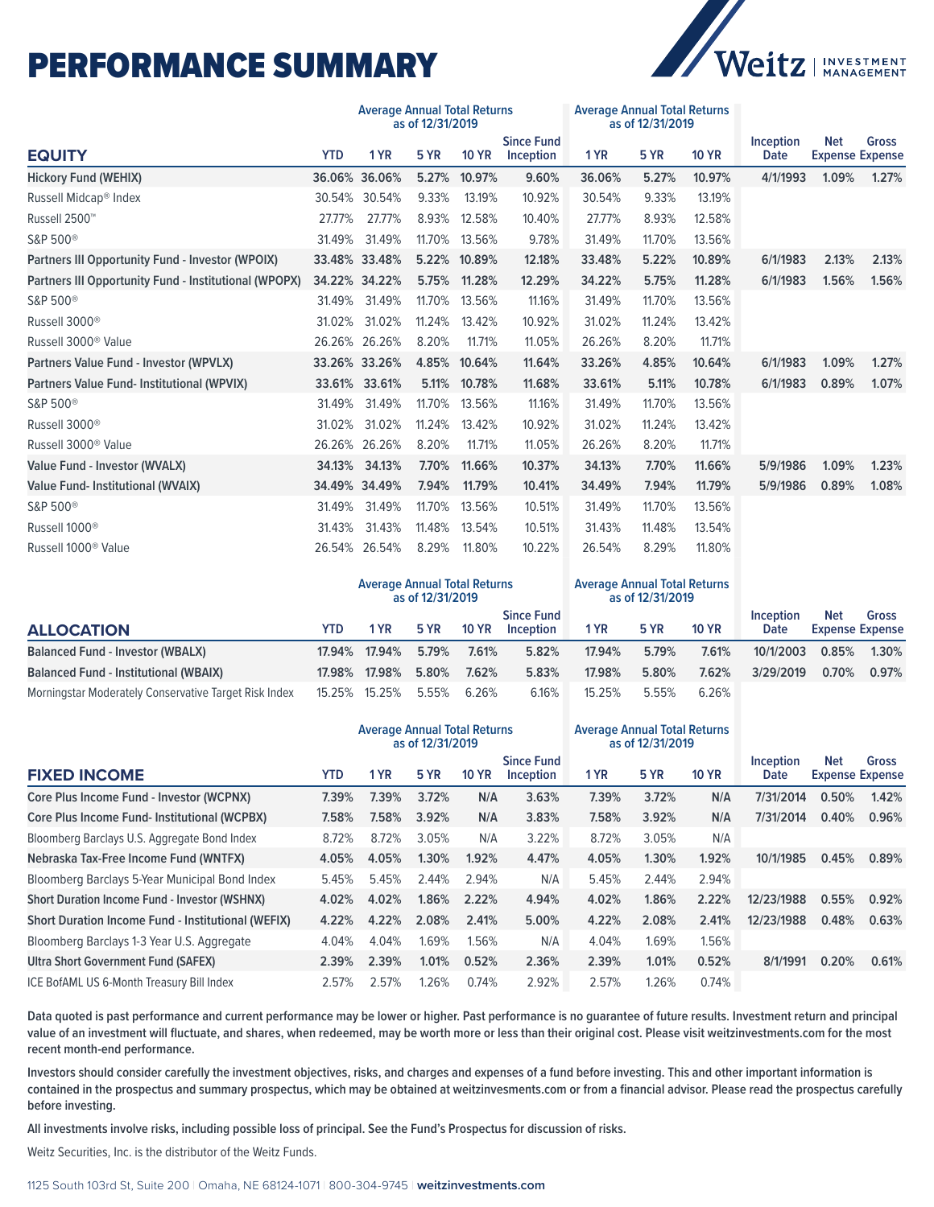# PERFORMANCE SUMMARY

| EQUITY | Average Annual Total Returns as of 12/31/2019 | | | | | Average Annual Total Returns as of 12/31/2019 | | | | | |
|---|---|---|---|---|---|---|---|---|---|---|---|
| | YTD | 1 YR | 5 YR | 10 YR | Since Fund Inception | 1 YR | 5 YR | 10 YR | Inception Date | Net Expense | Gross Expense |
| **Hickory Fund (WEHIX)** | **36.06%** | **36.06%** | **5.27%** | **10.97%** | **9.60%** | **36.06%** | **5.27%** | **10.97%** | **4/1/1993** | **1.09%** | **1.27%** |
| Russell Midcap® Index | 30.54% | 30.54% | 9.33% | 13.19% | 10.92% | 30.54% | 9.33% | 13.19% | | | |
| Russell 2500™ | 27.77% | 27.77% | 8.93% | 12.58% | 10.40% | 27.77% | 8.93% | 12.58% | | | |
| S&P 500® | 31.49% | 31.49% | 11.70% | 13.56% | 9.78% | 31.49% | 11.70% | 13.56% | | | |
| **Partners III Opportunity Fund - Investor (WPOIX)** | **33.48%** | **33.48%** | **5.22%** | **10.89%** | **12.18%** | **33.48%** | **5.22%** | **10.89%** | **6/1/1983** | **2.13%** | **2.13%** |
| **Partners III Opportunity Fund - Institutional (WPOPX)** | **34.22%** | **34.22%** | **5.75%** | **11.28%** | **12.29%** | **34.22%** | **5.75%** | **11.28%** | **6/1/1983** | **1.56%** | **1.56%** |
| S&P 500® | 31.49% | 31.49% | 11.70% | 13.56% | 11.16% | 31.49% | 11.70% | 13.56% | | | |
| Russell 3000® | 31.02% | 31.02% | 11.24% | 13.42% | 10.92% | 31.02% | 11.24% | 13.42% | | | |
| Russell 3000® Value | 26.26% | 26.26% | 8.20% | 11.71% | 11.05% | 26.26% | 8.20% | 11.71% | | | |
| **Partners Value Fund - Investor (WPVLX)** | **33.26%** | **33.26%** | **4.85%** | **10.64%** | **11.64%** | **33.26%** | **4.85%** | **10.64%** | **6/1/1983** | **1.09%** | **1.27%** |
| **Partners Value Fund- Institutional (WPVIX)** | **33.61%** | **33.61%** | **5.11%** | **10.78%** | **11.68%** | **33.61%** | **5.11%** | **10.78%** | **6/1/1983** | **0.89%** | **1.07%** |
| S&P 500® | 31.49% | 31.49% | 11.70% | 13.56% | 11.16% | 31.49% | 11.70% | 13.56% | | | |
| Russell 3000® | 31.02% | 31.02% | 11.24% | 13.42% | 10.92% | 31.02% | 11.24% | 13.42% | | | |
| Russell 3000® Value | 26.26% | 26.26% | 8.20% | 11.71% | 11.05% | 26.26% | 8.20% | 11.71% | | | |
| **Value Fund - Investor (WVALX)** | **34.13%** | **34.13%** | **7.70%** | **11.66%** | **10.37%** | **34.13%** | **7.70%** | **11.66%** | **5/9/1986** | **1.09%** | **1.23%** |
| **Value Fund- Institutional (WVAIX)** | **34.49%** | **34.49%** | **7.94%** | **11.79%** | **10.41%** | **34.49%** | **7.94%** | **11.79%** | **5/9/1986** | **0.89%** | **1.08%** |
| S&P 500® | 31.49% | 31.49% | 11.70% | 13.56% | 10.51% | 31.49% | 11.70% | 13.56% | | | |
| Russell 1000® | 31.43% | 31.43% | 11.48% | 13.54% | 10.51% | 31.43% | 11.48% | 13.54% | | | |
| Russell 1000® Value | 26.54% | 26.54% | 8.29% | 11.80% | 10.22% | 26.54% | 8.29% | 11.80% | | | |

| ALLOCATION | Average Annual Total Returns as of 12/31/2019 | | | | | Average Annual Total Returns as of 12/31/2019 | | | | | |
|---|---|---|---|---|---|---|---|---|---|---|---|
| | YTD | 1 YR | 5 YR | 10 YR | Since Fund Inception | 1 YR | 5 YR | 10 YR | Inception Date | Net Expense | Gross Expense |
| **Balanced Fund - Investor (WBALX)** | **17.94%** | **17.94%** | **5.79%** | **7.61%** | **5.82%** | **17.94%** | **5.79%** | **7.61%** | **10/1/2003** | **0.85%** | **1.30%** |
| **Balanced Fund - Institutional (WBAIX)** | **17.98%** | **17.98%** | **5.80%** | **7.62%** | **5.83%** | **17.98%** | **5.80%** | **7.62%** | **3/29/2019** | **0.70%** | **0.97%** |
| Morningstar Moderately Conservative Target Risk Index | 15.25% | 15.25% | 5.55% | 6.26% | 6.16% | 15.25% | 5.55% | 6.26% | | | |

| FIXED INCOME | Average Annual Total Returns as of 12/31/2019 | | | | | Average Annual Total Returns as of 12/31/2019 | | | | | |
|---|---|---|---|---|---|---|---|---|---|---|---|
| | YTD | 1 YR | 5 YR | 10 YR | Since Fund Inception | 1 YR | 5 YR | 10 YR | Inception Date | Net Expense | Gross Expense |
| **Core Plus Income Fund - Investor (WCPNX)** | **7.39%** | **7.39%** | **3.72%** | **N/A** | **3.63%** | **7.39%** | **3.72%** | **N/A** | **7/31/2014** | **0.50%** | **1.42%** |
| **Core Plus Income Fund- Institutional (WCPBX)** | **7.58%** | **7.58%** | **3.92%** | **N/A** | **3.83%** | **7.58%** | **3.92%** | **N/A** | **7/31/2014** | **0.40%** | **0.96%** |
| Bloomberg Barclays U.S. Aggregate Bond Index | 8.72% | 8.72% | 3.05% | N/A | 3.22% | 8.72% | 3.05% | N/A | | | |
| **Nebraska Tax-Free Income Fund (WNTFX)** | **4.05%** | **4.05%** | **1.30%** | **1.92%** | **4.47%** | **4.05%** | **1.30%** | **1.92%** | **10/1/1985** | **0.45%** | **0.89%** |
| Bloomberg Barclays 5-Year Municipal Bond Index | 5.45% | 5.45% | 2.44% | 2.94% | N/A | 5.45% | 2.44% | 2.94% | | | |
| **Short Duration Income Fund - Investor (WSHNX)** | **4.02%** | **4.02%** | **1.86%** | **2.22%** | **4.94%** | **4.02%** | **1.86%** | **2.22%** | **12/23/1988** | **0.55%** | **0.92%** |
| **Short Duration Income Fund - Institutional (WEFIX)** | **4.22%** | **4.22%** | **2.08%** | **2.41%** | **5.00%** | **4.22%** | **2.08%** | **2.41%** | **12/23/1988** | **0.48%** | **0.63%** |
| Bloomberg Barclays 1-3 Year U.S. Aggregate | 4.04% | 4.04% | 1.69% | 1.56% | N/A | 4.04% | 1.69% | 1.56% | | | |
| **Ultra Short Government Fund (SAFEX)** | **2.39%** | **2.39%** | **1.01%** | **0.52%** | **2.36%** | **2.39%** | **1.01%** | **0.52%** | **8/1/1991** | **0.20%** | **0.61%** |
| ICE BofAML US 6-Month Treasury Bill Index | 2.57% | 2.57% | 1.26% | 0.74% | 2.92% | 2.57% | 1.26% | 0.74% | | | |

**Data quoted is past performance and current performance may be lower or higher. Past performance is no guarantee of future results. Investment return and principal value of an investment will fluctuate, and shares, when redeemed, may be worth more or less than their original cost. Please visit weitzinvestments.com for the most recent month-end performance.**

**Investors should consider carefully the investment objectives, risks, and charges and expenses of a fund before investing. This and other important information is contained in the prospectus and summary prospectus, which may be obtained at weitzinvesments.com or from a financial advisor. Please read the prospectus carefully before investing.**

**All investments involve risks, including possible loss of principal. See the Fund's Prospectus for discussion of risks.**

Weitz Securities, Inc. is the distributor of the Weitz Funds.

1125 South 103rd St, Suite 200 | Omaha, NE 68124-1071 | 800-304-9745 | **weitzinvestments.com**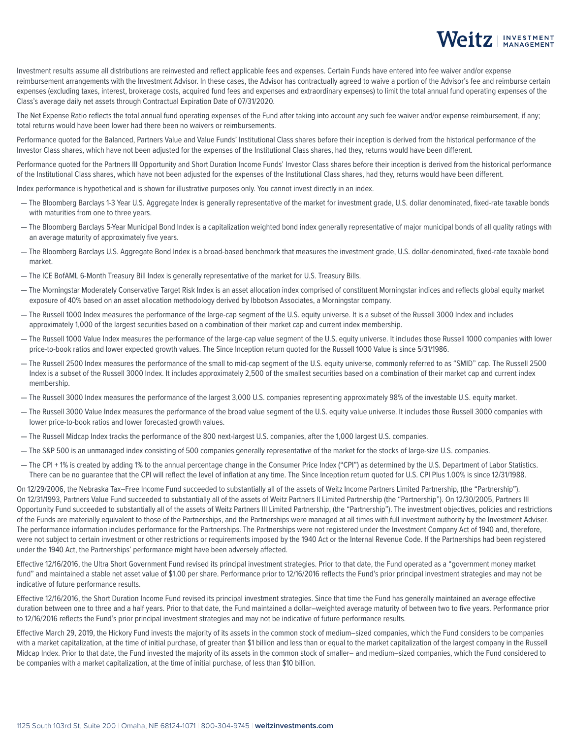Investment results assume all distributions are reinvested and reflect applicable fees and expenses. Certain Funds have entered into fee waiver and/or expense reimbursement arrangements with the Investment Advisor. In these cases, the Advisor has contractually agreed to waive a portion of the Advisor's fee and reimburse certain expenses (excluding taxes, interest, brokerage costs, acquired fund fees and expenses and extraordinary expenses) to limit the total annual fund operating expenses of the Class's average daily net assets through Contractual Expiration Date of 07/31/2020.

The Net Expense Ratio reflects the total annual fund operating expenses of the Fund after taking into account any such fee waiver and/or expense reimbursement, if any; total returns would have been lower had there been no waivers or reimbursements.

Performance quoted for the Balanced, Partners Value and Value Funds' Institutional Class shares before their inception is derived from the historical performance of the Investor Class shares, which have not been adjusted for the expenses of the Institutional Class shares, had they, returns would have been different.

Performance quoted for the Partners III Opportunity and Short Duration Income Funds' Investor Class shares before their inception is derived from the historical performance of the Institutional Class shares, which have not been adjusted for the expenses of the Institutional Class shares, had they, returns would have been different.

Index performance is hypothetical and is shown for illustrative purposes only. You cannot invest directly in an index.

- The Bloomberg Barclays 1-3 Year U.S. Aggregate Index is generally representative of the market for investment grade, U.S. dollar denominated, fixed-rate taxable bonds with maturities from one to three years.
- The Bloomberg Barclays 5-Year Municipal Bond Index is a capitalization weighted bond index generally representative of major municipal bonds of all quality ratings with an average maturity of approximately five years.
- The Bloomberg Barclays U.S. Aggregate Bond Index is a broad-based benchmark that measures the investment grade, U.S. dollar-denominated, fixed-rate taxable bond market.
- The ICE BofAML 6-Month Treasury Bill Index is generally representative of the market for U.S. Treasury Bills.
- The Morningstar Moderately Conservative Target Risk Index is an asset allocation index comprised of constituent Morningstar indices and reflects global equity market exposure of 40% based on an asset allocation methodology derived by Ibbotson Associates, a Morningstar company.
- The Russell 1000 Index measures the performance of the large-cap segment of the U.S. equity universe. It is a subset of the Russell 3000 Index and includes approximately 1,000 of the largest securities based on a combination of their market cap and current index membership.
- The Russell 1000 Value Index measures the performance of the large-cap value segment of the U.S. equity universe. It includes those Russell 1000 companies with lower price-to-book ratios and lower expected growth values. The Since Inception return quoted for the Russell 1000 Value is since 5/31/1986.
- The Russell 2500 Index measures the performance of the small to mid-cap segment of the U.S. equity universe, commonly referred to as "SMID" cap. The Russell 2500 Index is a subset of the Russell 3000 Index. It includes approximately 2,500 of the smallest securities based on a combination of their market cap and current index membership.
- The Russell 3000 Index measures the performance of the largest 3,000 U.S. companies representing approximately 98% of the investable U.S. equity market.
- The Russell 3000 Value Index measures the performance of the broad value segment of the U.S. equity value universe. It includes those Russell 3000 companies with lower price-to-book ratios and lower forecasted growth values.
- The Russell Midcap Index tracks the performance of the 800 next-largest U.S. companies, after the 1,000 largest U.S. companies.
- The S&P 500 is an unmanaged index consisting of 500 companies generally representative of the market for the stocks of large-size U.S. companies.
- The CPI + 1% is created by adding 1% to the annual percentage change in the Consumer Price Index ("CPI") as determined by the U.S. Department of Labor Statistics. There can be no guarantee that the CPI will reflect the level of inflation at any time. The Since Inception return quoted for U.S. CPI Plus 1.00% is since 12/31/1988.

On 12/29/2006, the Nebraska Tax–Free Income Fund succeeded to substantially all of the assets of Weitz Income Partners Limited Partnership, (the "Partnership"). On 12/31/1993, Partners Value Fund succeeded to substantially all of the assets of Weitz Partners II Limited Partnership (the "Partnership"). On 12/30/2005, Partners III Opportunity Fund succeeded to substantially all of the assets of Weitz Partners III Limited Partnership, (the "Partnership"). The investment objectives, policies and restrictions of the Funds are materially equivalent to those of the Partnerships, and the Partnerships were managed at all times with full investment authority by the Investment Adviser. The performance information includes performance for the Partnerships. The Partnerships were not registered under the Investment Company Act of 1940 and, therefore, were not subject to certain investment or other restrictions or requirements imposed by the 1940 Act or the Internal Revenue Code. If the Partnerships had been registered under the 1940 Act, the Partnerships' performance might have been adversely affected.

Effective 12/16/2016, the Ultra Short Government Fund revised its principal investment strategies. Prior to that date, the Fund operated as a "government money market fund" and maintained a stable net asset value of $1.00 per share. Performance prior to 12/16/2016 reflects the Fund's prior principal investment strategies and may not be indicative of future performance results.

Effective 12/16/2016, the Short Duration Income Fund revised its principal investment strategies. Since that time the Fund has generally maintained an average effective duration between one to three and a half years. Prior to that date, the Fund maintained a dollar–weighted average maturity of between two to five years. Performance prior to 12/16/2016 reflects the Fund's prior principal investment strategies and may not be indicative of future performance results.

Effective March 29, 2019, the Hickory Fund invests the majority of its assets in the common stock of medium–sized companies, which the Fund considers to be companies with a market capitalization, at the time of initial purchase, of greater than $1 billion and less than or equal to the market capitalization of the largest company in the Russell Midcap Index. Prior to that date, the Fund invested the majority of its assets in the common stock of smaller– and medium–sized companies, which the Fund considered to be companies with a market capitalization, at the time of initial purchase, of less than $10 billion.